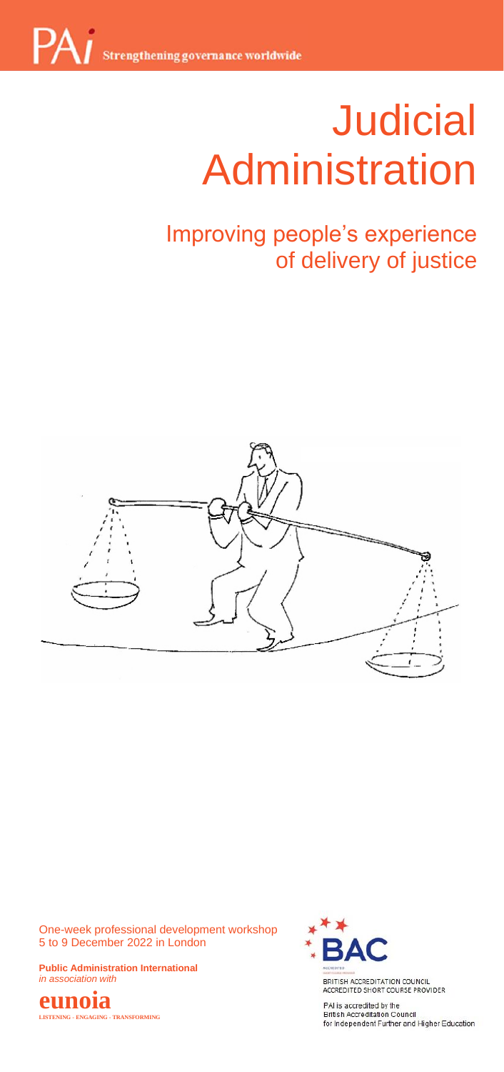PAI Strengthening governance worldwide

# Judicial Administration

## Improving people's experience of delivery of justice

One-week professional development workshop
5 to 9 December 2022 in London

**Public Administration International**
*in association with*

**eunoia**
LISTENING - ENGAGING - TRANSFORMING

BAC
ACCREDITED SHORT COURSE PROVIDER
BRITISH ACCREDITATION COUNCIL
ACCREDITED SHORT COURSE PROVIDER

PAI is accredited by the
British Accreditation Council
for Independent Further and Higher Education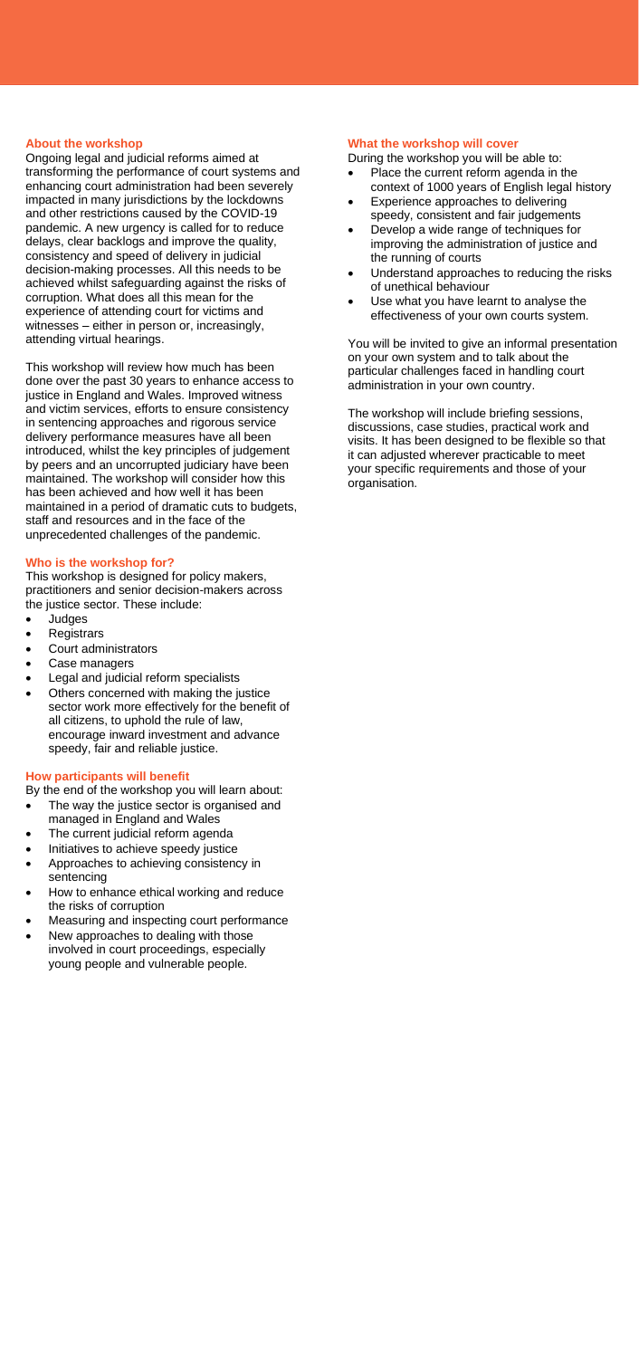### About the workshop

Ongoing legal and judicial reforms aimed at transforming the performance of court systems and enhancing court administration had been severely impacted in many jurisdictions by the lockdowns and other restrictions caused by the COVID-19 pandemic. A new urgency is called for to reduce delays, clear backlogs and improve the quality, consistency and speed of delivery in judicial decision-making processes. All this needs to be achieved whilst safeguarding against the risks of corruption. What does all this mean for the experience of attending court for victims and witnesses – either in person or, increasingly, attending virtual hearings.

This workshop will review how much has been done over the past 30 years to enhance access to justice in England and Wales. Improved witness and victim services, efforts to ensure consistency in sentencing approaches and rigorous service delivery performance measures have all been introduced, whilst the key principles of judgement by peers and an uncorrupted judiciary have been maintained. The workshop will consider how this has been achieved and how well it has been maintained in a period of dramatic cuts to budgets, staff and resources and in the face of the unprecedented challenges of the pandemic.

### Who is the workshop for?

This workshop is designed for policy makers, practitioners and senior decision-makers across the justice sector. These include:

- Judges
- Registrars
- Court administrators
- Case managers
- Legal and judicial reform specialists
- Others concerned with making the justice sector work more effectively for the benefit of all citizens, to uphold the rule of law, encourage inward investment and advance speedy, fair and reliable justice.

### How participants will benefit

By the end of the workshop you will learn about:

- The way the justice sector is organised and managed in England and Wales
- The current judicial reform agenda
- Initiatives to achieve speedy justice
- Approaches to achieving consistency in sentencing
- How to enhance ethical working and reduce the risks of corruption
- Measuring and inspecting court performance
- New approaches to dealing with those involved in court proceedings, especially young people and vulnerable people.

### What the workshop will cover

During the workshop you will be able to:

- Place the current reform agenda in the context of 1000 years of English legal history
- Experience approaches to delivering speedy, consistent and fair judgements
- Develop a wide range of techniques for improving the administration of justice and the running of courts
- Understand approaches to reducing the risks of unethical behaviour
- Use what you have learnt to analyse the effectiveness of your own courts system.

You will be invited to give an informal presentation on your own system and to talk about the particular challenges faced in handling court administration in your own country.

The workshop will include briefing sessions, discussions, case studies, practical work and visits. It has been designed to be flexible so that it can adjusted wherever practicable to meet your specific requirements and those of your organisation.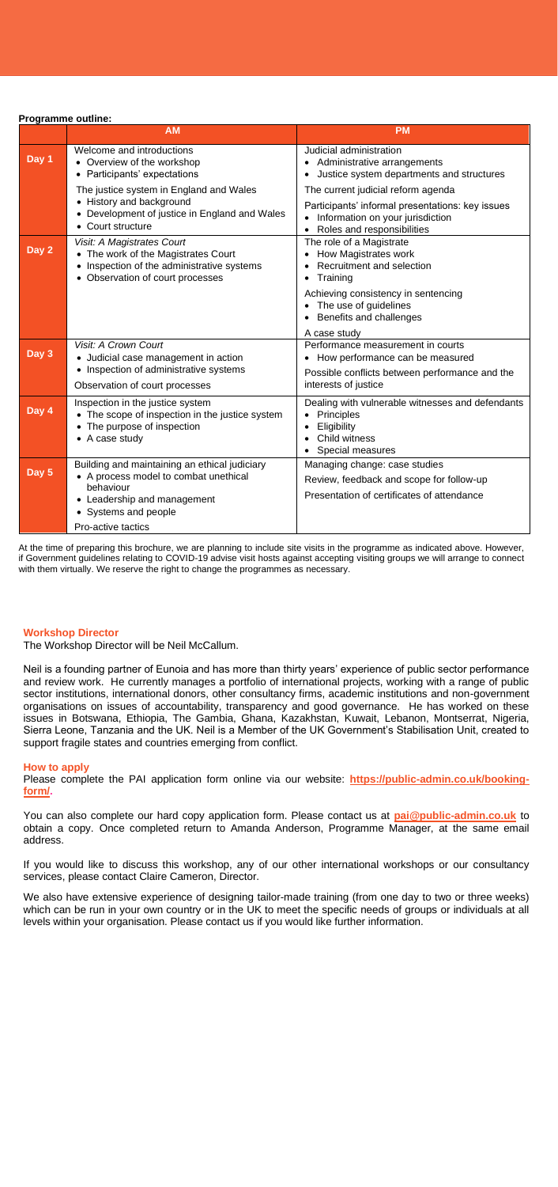**Programme outline:**

| | AM | PM |
|---|---|---|
| **Day 1** | Welcome and introductions<br>• Overview of the workshop<br>• Participants' expectations<br><br>The justice system in England and Wales<br>• History and background<br>• Development of justice in England and Wales<br>• Court structure | Judicial administration<br>• Administrative arrangements<br>• Justice system departments and structures<br><br>The current judicial reform agenda<br><br>Participants' informal presentations: key issues<br>• Information on your jurisdiction<br>• Roles and responsibilities |
| **Day 2** | *Visit: A Magistrates Court*<br>• The work of the Magistrates Court<br>• Inspection of the administrative systems<br>• Observation of court processes | The role of a Magistrate<br>• How Magistrates work<br>• Recruitment and selection<br>• Training<br><br>Achieving consistency in sentencing<br>• The use of guidelines<br>• Benefits and challenges<br><br>A case study |
| **Day 3** | *Visit: A Crown Court*<br>• Judicial case management in action<br>• Inspection of administrative systems<br><br>Observation of court processes | Performance measurement in courts<br>• How performance can be measured<br><br>Possible conflicts between performance and the interests of justice |
| **Day 4** | Inspection in the justice system<br>• The scope of inspection in the justice system<br>• The purpose of inspection<br>• A case study | Dealing with vulnerable witnesses and defendants<br>• Principles<br>• Eligibility<br>• Child witness<br>• Special measures |
| **Day 5** | Building and maintaining an ethical judiciary<br>• A process model to combat unethical behaviour<br>• Leadership and management<br>• Systems and people<br><br>Pro-active tactics | Managing change: case studies<br><br>Review, feedback and scope for follow-up<br><br>Presentation of certificates of attendance |

At the time of preparing this brochure, we are planning to include site visits in the programme as indicated above. However, if Government guidelines relating to COVID-19 advise visit hosts against accepting visiting groups we will arrange to connect with them virtually. We reserve the right to change the programmes as necessary.

## Workshop Director

The Workshop Director will be Neil McCallum.

Neil is a founding partner of Eunoia and has more than thirty years' experience of public sector performance and review work. He currently manages a portfolio of international projects, working with a range of public sector institutions, international donors, other consultancy firms, academic institutions and non-government organisations on issues of accountability, transparency and good governance. He has worked on these issues in Botswana, Ethiopia, The Gambia, Ghana, Kazakhstan, Kuwait, Lebanon, Montserrat, Nigeria, Sierra Leone, Tanzania and the UK. Neil is a Member of the UK Government's Stabilisation Unit, created to support fragile states and countries emerging from conflict.

## How to apply

Please complete the PAI application form online via our website: **https://public-admin.co.uk/booking-form/**.

You can also complete our hard copy application form. Please contact us at **pai@public-admin.co.uk** to obtain a copy. Once completed return to Amanda Anderson, Programme Manager, at the same email address.

If you would like to discuss this workshop, any of our other international workshops or our consultancy services, please contact Claire Cameron, Director.

We also have extensive experience of designing tailor-made training (from one day to two or three weeks) which can be run in your own country or in the UK to meet the specific needs of groups or individuals at all levels within your organisation. Please contact us if you would like further information.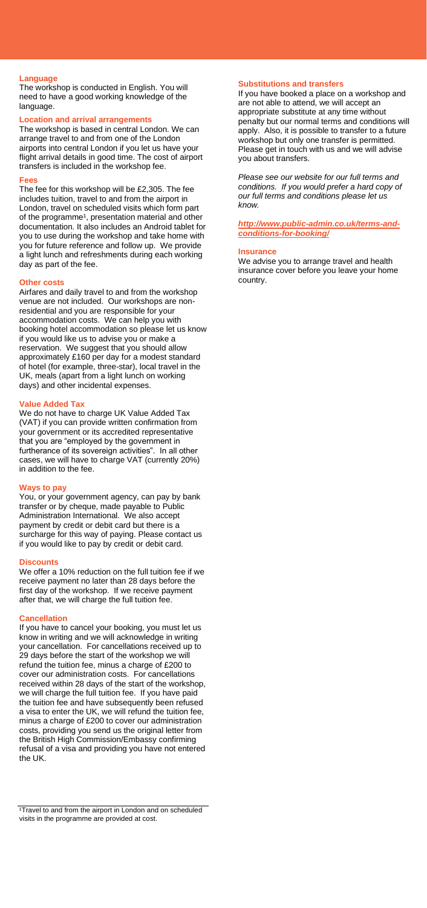## Language

The workshop is conducted in English. You will need to have a good working knowledge of the language.

## Location and arrival arrangements

The workshop is based in central London. We can arrange travel to and from one of the London airports into central London if you let us have your flight arrival details in good time. The cost of airport transfers is included in the workshop fee.

## Fees

The fee for this workshop will be £2,305. The fee includes tuition, travel to and from the airport in London, travel on scheduled visits which form part of the programme[1], presentation material and other documentation. It also includes an Android tablet for you to use during the workshop and take home with you for future reference and follow up. We provide a light lunch and refreshments during each working day as part of the fee.

## Other costs

Airfares and daily travel to and from the workshop venue are not included. Our workshops are non-residential and you are responsible for your accommodation costs. We can help you with booking hotel accommodation so please let us know if you would like us to advise you or make a reservation. We suggest that you should allow approximately £160 per day for a modest standard of hotel (for example, three-star), local travel in the UK, meals (apart from a light lunch on working days) and other incidental expenses.

## Value Added Tax

We do not have to charge UK Value Added Tax (VAT) if you can provide written confirmation from your government or its accredited representative that you are "employed by the government in furtherance of its sovereign activities". In all other cases, we will have to charge VAT (currently 20%) in addition to the fee.

## Ways to pay

You, or your government agency, can pay by bank transfer or by cheque, made payable to Public Administration International. We also accept payment by credit or debit card but there is a surcharge for this way of paying. Please contact us if you would like to pay by credit or debit card.

## Discounts

We offer a 10% reduction on the full tuition fee if we receive payment no later than 28 days before the first day of the workshop. If we receive payment after that, we will charge the full tuition fee.

## Cancellation

If you have to cancel your booking, you must let us know in writing and we will acknowledge in writing your cancellation. For cancellations received up to 29 days before the start of the workshop we will refund the tuition fee, minus a charge of £200 to cover our administration costs. For cancellations received within 28 days of the start of the workshop, we will charge the full tuition fee. If you have paid the tuition fee and have subsequently been refused a visa to enter the UK, we will refund the tuition fee, minus a charge of £200 to cover our administration costs, providing you send us the original letter from the British High Commission/Embassy confirming refusal of a visa and providing you have not entered the UK.

## Substitutions and transfers

If you have booked a place on a workshop and are not able to attend, we will accept an appropriate substitute at any time without penalty but our normal terms and conditions will apply. Also, it is possible to transfer to a future workshop but only one transfer is permitted. Please get in touch with us and we will advise you about transfers.

*Please see our website for our full terms and conditions. If you would prefer a hard copy of our full terms and conditions please let us know.*

***http://www.public-admin.co.uk/terms-and-conditions-for-booking/***

## Insurance

We advise you to arrange travel and health insurance cover before you leave your home country.

---

[1] Travel to and from the airport in London and on scheduled visits in the programme are provided at cost.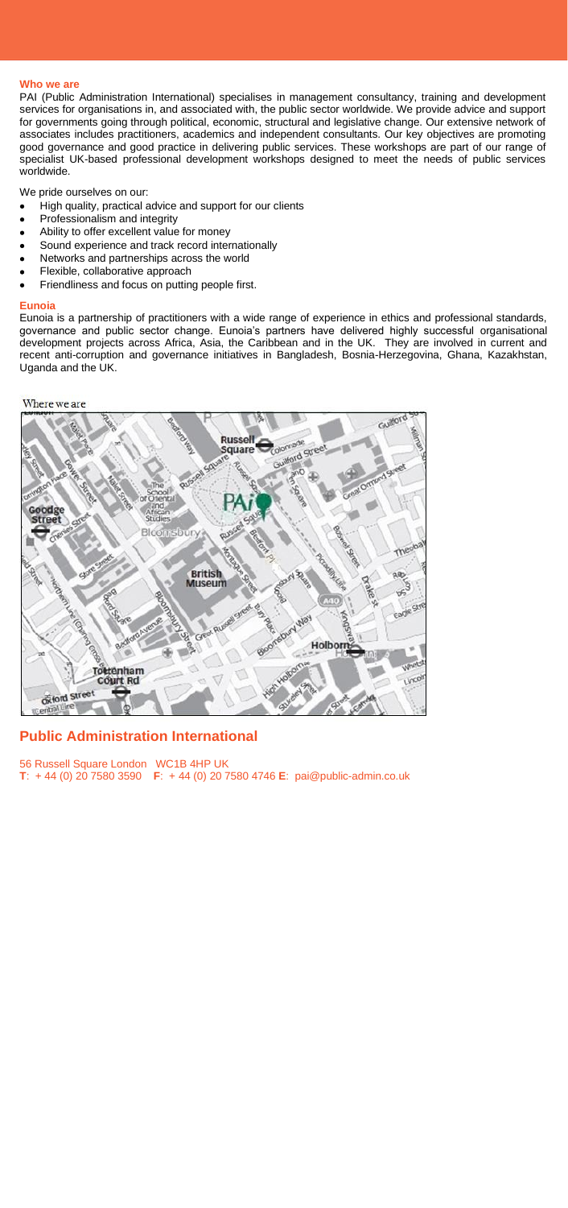### Who we are

PAI (Public Administration International) specialises in management consultancy, training and development services for organisations in, and associated with, the public sector worldwide. We provide advice and support for governments going through political, economic, structural and legislative change. Our extensive network of associates includes practitioners, academics and independent consultants. Our key objectives are promoting good governance and good practice in delivering public services. These workshops are part of our range of specialist UK-based professional development workshops designed to meet the needs of public services worldwide.

We pride ourselves on our:

- High quality, practical advice and support for our clients
- Professionalism and integrity
- Ability to offer excellent value for money
- Sound experience and track record internationally
- Networks and partnerships across the world
- Flexible, collaborative approach
- Friendliness and focus on putting people first.

### Eunoia

Eunoia is a partnership of practitioners with a wide range of experience in ethics and professional standards, governance and public sector change. Eunoia's partners have delivered highly successful organisational development projects across Africa, Asia, the Caribbean and in the UK. They are involved in current and recent anti-corruption and governance initiatives in Bangladesh, Bosnia-Herzegovina, Ghana, Kazakhstan, Uganda and the UK.

Where we are

## Public Administration International

56 Russell Square London WC1B 4HP UK
**T**: + 44 (0) 20 7580 3590 **F**: + 44 (0) 20 7580 4746 **E**: pai@public-admin.co.uk